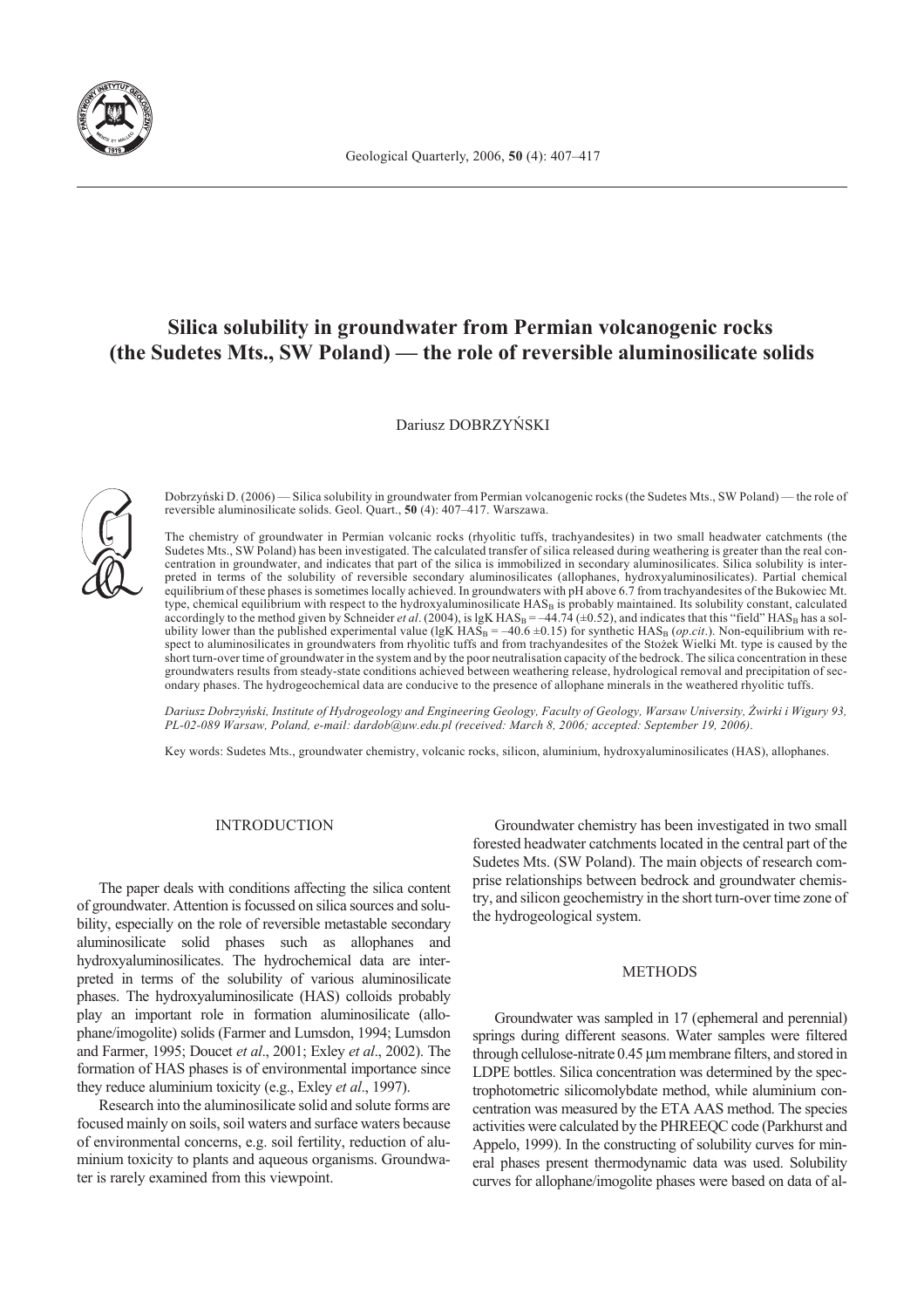# Silica solubility in groundwater from Permian volcanogenic rocks (the Sudetes Mts., SW Poland) — the role of reversible aluminosilicate solids

Dariusz DOBRZYŃSKI

Dobrzyński D. (2006) — Silica solubility in groundwater from Permian volcanogenic rocks (the Sudetes Mts., SW Poland) — the role of reversible aluminosilicate solids. Geol. Quart., **50** (4): 407–417. Warszawa.

The chemistry of groundwater in Permian volcanic rocks (rhyolitic tuffs, trachyandesites) in two small headwater catchments (the Sudetes Mts., SW Poland) has been investigated. The calculated transfer of silica released during weathering is greater than the real concentration in groundwater, and indicates that part of the silica is immobilized in secondary aluminosilicates. Silica solubility is interpreted in terms of the solubility of reversible secondary aluminosilicates (allophanes, hydroxyaluminosilicates). Partial chemical equilibrium of these phases is sometimes locally achieved. In groundwaters with pH above 6.7 from trachyandesites of the Bukowiec Mt. type, chemical equilibrium with respect to the hydroxyaluminosilicate $HAS_B$ is probably maintained. Its solubility constant, calculated accordingly to the method given by Schneider *et al*. (2004), is lgK $HAS_B = -44.74$ ($\pm 0.52$), and indicates that this "field" $HAS_B$ has a solubility lower than the published experimental value (lgK $HAS_B = -40.6 \pm 0.15$) for synthetic $HAS_B$ (*op.cit*.). Non-equilibrium with respect to aluminosilicates in groundwaters from rhyolitic tuffs and from trachyandesites of the Stożek Wielki Mt. type is caused by the short turn-over time of groundwater in the system and by the poor neutralisation capacity of the bedrock. The silica concentration in these groundwaters results from steady-state conditions achieved between weathering release, hydrological removal and precipitation of secondary phases. The hydrogeochemical data are conducive to the presence of allophane minerals in the weathered rhyolitic tuffs.

*Dariusz Dobrzyński, Institute of Hydrogeology and Engineering Geology, Faculty of Geology, Warsaw University, Żwirki i Wigury 93, PL-02-089 Warsaw, Poland, e-mail: dardob@uw.edu.pl (received: March 8, 2006; accepted: September 19, 2006).*

Key words: Sudetes Mts., groundwater chemistry, volcanic rocks, silicon, aluminium, hydroxyaluminosilicates (HAS), allophanes.

## INTRODUCTION

The paper deals with conditions affecting the silica content of groundwater. Attention is focussed on silica sources and solubility, especially on the role of reversible metastable secondary aluminosilicate solid phases such as allophanes and hydroxyaluminosilicates. The hydrochemical data are interpreted in terms of the solubility of various aluminosilicate phases. The hydroxyaluminosilicate (HAS) colloids probably play an important role in formation aluminosilicate (allophane/imogolite) solids (Farmer and Lumsdon, 1994; Lumsdon and Farmer, 1995; Doucet *et al*., 2001; Exley *et al*., 2002). The formation of HAS phases is of environmental importance since they reduce aluminium toxicity (e.g., Exley *et al*., 1997).

Research into the aluminosilicate solid and solute forms are focused mainly on soils, soil waters and surface waters because of environmental concerns, e.g. soil fertility, reduction of aluminium toxicity to plants and aqueous organisms. Groundwater is rarely examined from this viewpoint.

Groundwater chemistry has been investigated in two small forested headwater catchments located in the central part of the Sudetes Mts. (SW Poland). The main objects of research comprise relationships between bedrock and groundwater chemistry, and silicon geochemistry in the short turn-over time zone of the hydrogeological system.

## METHODS

Groundwater was sampled in 17 (ephemeral and perennial) springs during different seasons. Water samples were filtered through cellulose-nitrate 0.45 μm membrane filters, and stored in LDPE bottles. Silica concentration was determined by the spectrophotometric silicomolybdate method, while aluminium concentration was measured by the ETA AAS method. The species activities were calculated by the PHREEQC code (Parkhurst and Appelo, 1999). In the constructing of solubility curves for mineral phases present thermodynamic data was used. Solubility curves for allophane/imogolite phases were based on data of al-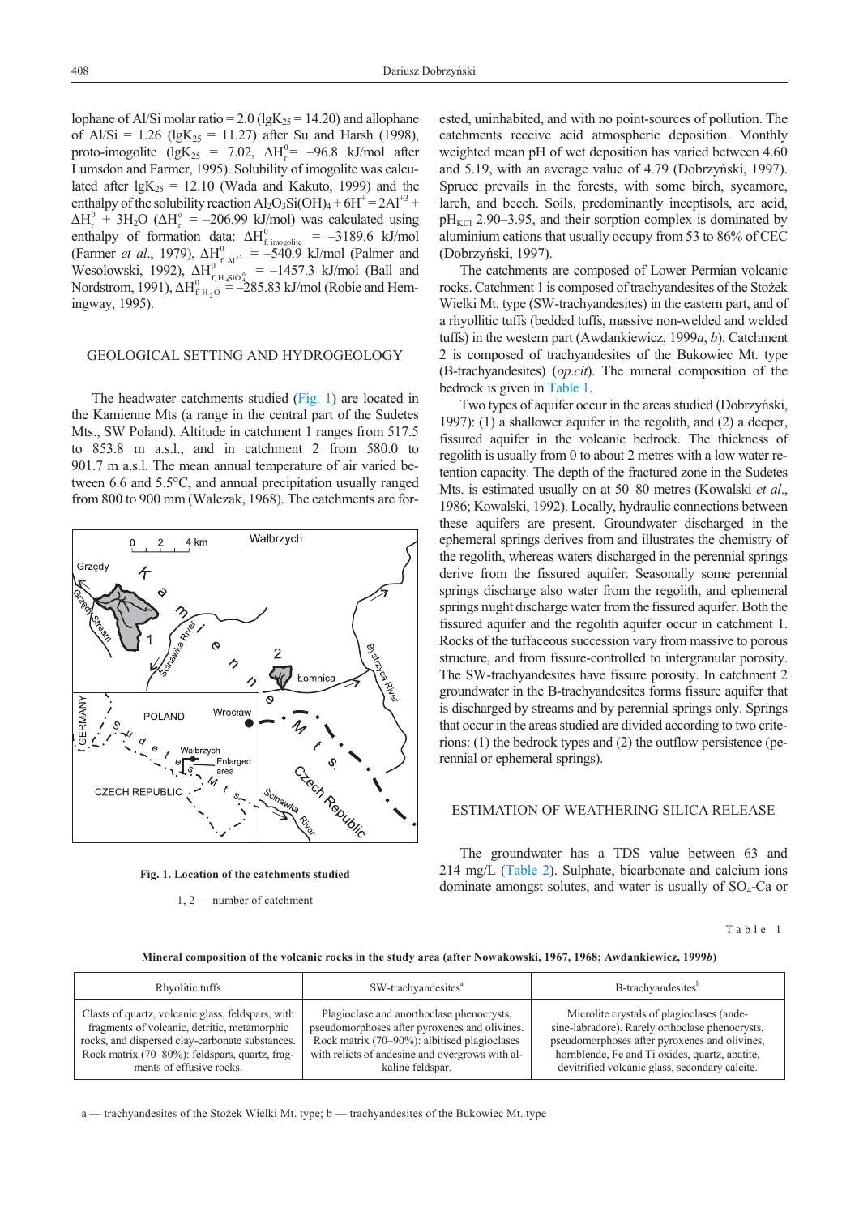lophane of Al/Si molar ratio = 2.0 ($\lg K_{25}$ = 14.20) and allophane of Al/Si = 1.26 ($\lg K_{25}$ = 11.27) after Su and Harsh (1998), proto-imogolite ($\lg K_{25}$ = 7.02, $\Delta H^0_r$ = –96.8 kJ/mol after Lumsdon and Farmer, 1995). Solubility of imogolite was calculated after $\lg K_{25}$ = 12.10 (Wada and Kakuto, 1999) and the enthalpy of the solubility reaction $Al_2O_3Si(OH)_4 + 6H^+ = 2Al^{+3} + \Delta H^0_r + 3H_2O$ ($\Delta H^0_r$ = –206.99 kJ/mol) was calculated using enthalpy of formation data: $\Delta H^0_{f,\ imogolite}$ = –3189.6 kJ/mol (Farmer *et al*., 1979), $\Delta H^0_{f,\ Al^{+3}}$ = –540.9 kJ/mol (Palmer and Wesolowski, 1992), $\Delta H^0_{f,\ H_4SiO_4^0}$ = –1457.3 kJ/mol (Ball and Nordstrom, 1991), $\Delta H^0_{f,\ H_2O}$ = –285.83 kJ/mol (Robie and Hemingway, 1995).

## GEOLOGICAL SETTING AND HYDROGEOLOGY

The headwater catchments studied (Fig. 1) are located in the Kamienne Mts (a range in the central part of the Sudetes Mts., SW Poland). Altitude in catchment 1 ranges from 517.5 to 853.8 m a.s.l., and in catchment 2 from 580.0 to 901.7 m a.s.l. The mean annual temperature of air varied between 6.6 and 5.5°C, and annual precipitation usually ranged from 800 to 900 mm (Walczak, 1968). The catchments are forested, uninhabited, and with no point-sources of pollution. The catchments receive acid atmospheric deposition. Monthly weighted mean pH of wet deposition has varied between 4.60 and 5.19, with an average value of 4.79 (Dobrzyński, 1997). Spruce prevails in the forests, with some birch, sycamore, larch, and beech. Soils, predominantly inceptisols, are acid, $pH_{KCl}$ 2.90–3.95, and their sorption complex is dominated by aluminium cations that usually occupy from 53 to 86% of CEC (Dobrzyński, 1997).

**Fig. 1. Location of the catchments studied**

1, 2 — number of catchment

The catchments are composed of Lower Permian volcanic rocks. Catchment 1 is composed of trachyandesites of the Stożek Wielki Mt. type (SW-trachyandesites) in the eastern part, and of a rhyollitic tuffs (bedded tuffs, massive non-welded and welded tuffs) in the western part (Awdankiewicz, 1999*a*, *b*). Catchment 2 is composed of trachyandesites of the Bukowiec Mt. type (B-trachyandesites) (*op.cit*). The mineral composition of the bedrock is given in Table 1.

Two types of aquifer occur in the areas studied (Dobrzyński, 1997): (1) a shallower aquifer in the regolith, and (2) a deeper, fissured aquifer in the volcanic bedrock. The thickness of regolith is usually from 0 to about 2 metres with a low water retention capacity. The depth of the fractured zone in the Sudetes Mts. is estimated usually on at 50–80 metres (Kowalski *et al*., 1986; Kowalski, 1992). Locally, hydraulic connections between these aquifers are present. Groundwater discharged in the ephemeral springs derives from and illustrates the chemistry of the regolith, whereas waters discharged in the perennial springs derive from the fissured aquifer. Seasonally some perennial springs discharge also water from the regolith, and ephemeral springs might discharge water from the fissured aquifer. Both the fissured aquifer and the regolith aquifer occur in catchment 1. Rocks of the tuffaceous succession vary from massive to porous structure, and from fissure-controlled to intergranular porosity. The SW-trachyandesites have fissure porosity. In catchment 2 groundwater in the B-trachyandesites forms fissure aquifer that is discharged by streams and by perennial springs only. Springs that occur in the areas studied are divided according to two criterions: (1) the bedrock types and (2) the outflow persistence (perennial or ephemeral springs).

## ESTIMATION OF WEATHERING SILICA RELEASE

The groundwater has a TDS value between 63 and 214 mg/L (Table 2). Sulphate, bicarbonate and calcium ions dominate amongst solutes, and water is usually of $SO_4$-Ca or

Table 1

**Mineral composition of the volcanic rocks in the study area (after Nowakowski, 1967, 1968; Awdankiewicz, 1999*b*)**

| Rhyolitic tuffs | SW-trachyandesites[a] | B-trachyandesites[b] |
|---|---|---|
| Clasts of quartz, volcanic glass, feldspars, with fragments of volcanic, detritic, metamorphic rocks, and dispersed clay-carbonate substances. Rock matrix (70–80%): feldspars, quartz, fragments of effusive rocks. | Plagioclase and anorthoclase phenocrysts, pseudomorphoses after pyroxenes and olivines. Rock matrix (70–90%): albitised plagioclases with relicts of andesine and overgrows with alkaline feldspar. | Microlite crystals of plagioclases (andesine-labradore). Rarely orthoclase phenocrysts, pseudomorphoses after pyroxenes and olivines, hornblende, Fe and Ti oxides, quartz, apatite, devitrified volcanic glass, secondary calcite. |

a — trachyandesites of the Stożek Wielki Mt. type; b — trachyandesites of the Bukowiec Mt. type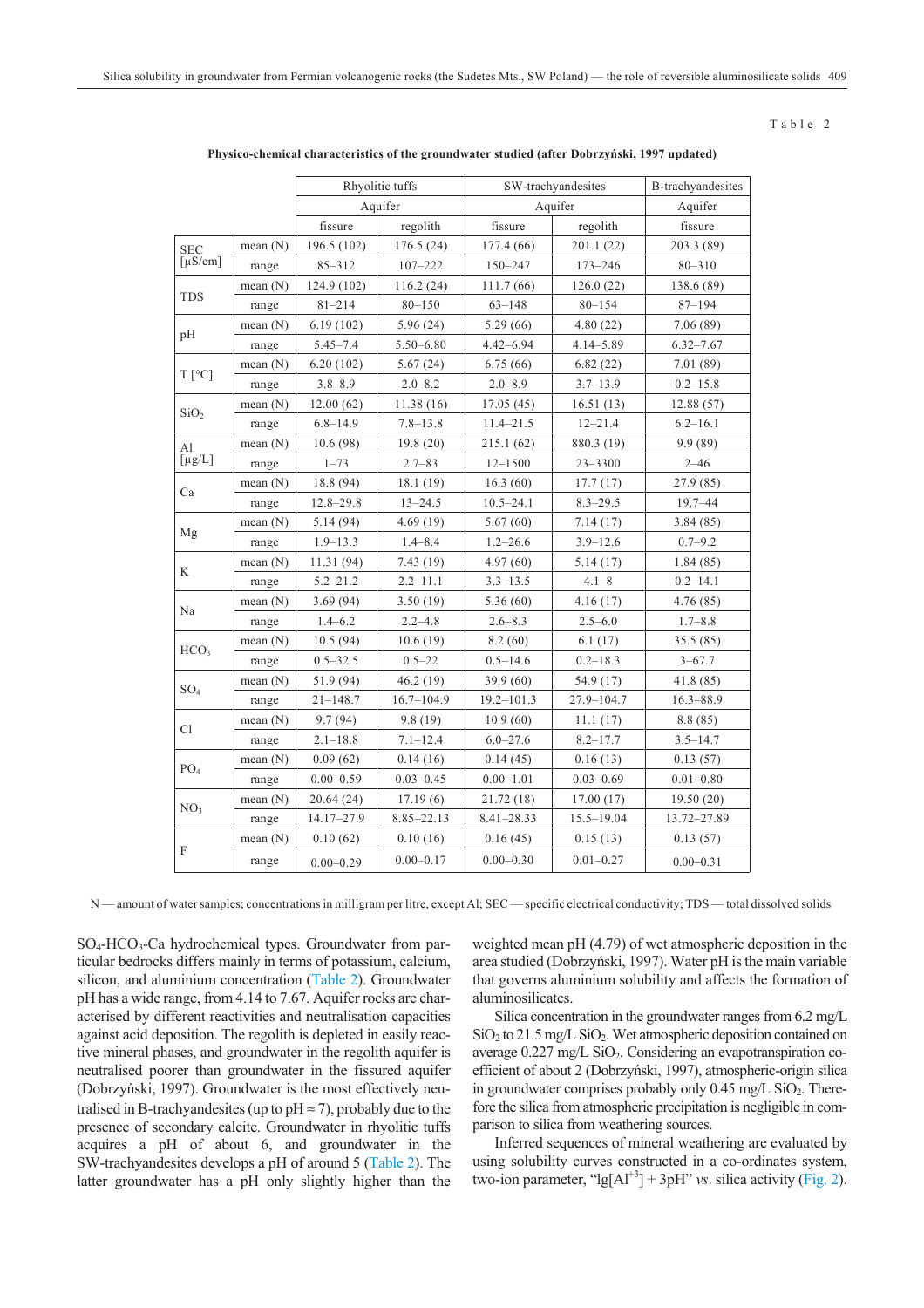Table 2

**Physico-chemical characteristics of the groundwater studied (after Dobrzyński, 1997 updated)**

| | | Rhyolitic tuffs | | SW-trachyandesites | | B-trachyandesites |
|---|---|---|---|---|---|---|
| | | Aquifer | | Aquifer | | Aquifer |
| | | fissure | regolith | fissure | regolith | fissure |
| SEC [μS/cm] | mean (N) | 196.5 (102) | 176.5 (24) | 177.4 (66) | 201.1 (22) | 203.3 (89) |
| | range | 85–312 | 107–222 | 150–247 | 173–246 | 80–310 |
| TDS | mean (N) | 124.9 (102) | 116.2 (24) | 111.7 (66) | 126.0 (22) | 138.6 (89) |
| | range | 81–214 | 80–150 | 63–148 | 80–154 | 87–194 |
| pH | mean (N) | 6.19 (102) | 5.96 (24) | 5.29 (66) | 4.80 (22) | 7.06 (89) |
| | range | 5.45–7.4 | 5.50–6.80 | 4.42–6.94 | 4.14–5.89 | 6.32–7.67 |
| T [°C] | mean (N) | 6.20 (102) | 5.67 (24) | 6.75 (66) | 6.82 (22) | 7.01 (89) |
| | range | 3.8–8.9 | 2.0–8.2 | 2.0–8.9 | 3.7–13.9 | 0.2–15.8 |
| $SiO_2$ | mean (N) | 12.00 (62) | 11.38 (16) | 17.05 (45) | 16.51 (13) | 12.88 (57) |
| | range | 6.8–14.9 | 7.8–13.8 | 11.4–21.5 | 12–21.4 | 6.2–16.1 |
| Al [μg/L] | mean (N) | 10.6 (98) | 19.8 (20) | 215.1 (62) | 880.3 (19) | 9.9 (89) |
| | range | 1–73 | 2.7–83 | 12–1500 | 23–3300 | 2–46 |
| Ca | mean (N) | 18.8 (94) | 18.1 (19) | 16.3 (60) | 17.7 (17) | 27.9 (85) |
| | range | 12.8–29.8 | 13–24.5 | 10.5–24.1 | 8.3–29.5 | 19.7–44 |
| Mg | mean (N) | 5.14 (94) | 4.69 (19) | 5.67 (60) | 7.14 (17) | 3.84 (85) |
| | range | 1.9–13.3 | 1.4–8.4 | 1.2–26.6 | 3.9–12.6 | 0.7–9.2 |
| K | mean (N) | 11.31 (94) | 7.43 (19) | 4.97 (60) | 5.14 (17) | 1.84 (85) |
| | range | 5.2–21.2 | 2.2–11.1 | 3.3–13.5 | 4.1–8 | 0.2–14.1 |
| Na | mean (N) | 3.69 (94) | 3.50 (19) | 5.36 (60) | 4.16 (17) | 4.76 (85) |
| | range | 1.4–6.2 | 2.2–4.8 | 2.6–8.3 | 2.5–6.0 | 1.7–8.8 |
| $HCO_3$ | mean (N) | 10.5 (94) | 10.6 (19) | 8.2 (60) | 6.1 (17) | 35.5 (85) |
| | range | 0.5–32.5 | 0.5–22 | 0.5–14.6 | 0.2–18.3 | 3–67.7 |
| $SO_4$ | mean (N) | 51.9 (94) | 46.2 (19) | 39.9 (60) | 54.9 (17) | 41.8 (85) |
| | range | 21–148.7 | 16.7–104.9 | 19.2–101.3 | 27.9–104.7 | 16.3–88.9 |
| Cl | mean (N) | 9.7 (94) | 9.8 (19) | 10.9 (60) | 11.1 (17) | 8.8 (85) |
| | range | 2.1–18.8 | 7.1–12.4 | 6.0–27.6 | 8.2–17.7 | 3.5–14.7 |
| $PO_4$ | mean (N) | 0.09 (62) | 0.14 (16) | 0.14 (45) | 0.16 (13) | 0.13 (57) |
| | range | 0.00–0.59 | 0.03–0.45 | 0.00–1.01 | 0.03–0.69 | 0.01–0.80 |
| $NO_3$ | mean (N) | 20.64 (24) | 17.19 (6) | 21.72 (18) | 17.00 (17) | 19.50 (20) |
| | range | 14.17–27.9 | 8.85–22.13 | 8.41–28.33 | 15.5–19.04 | 13.72–27.89 |
| F | mean (N) | 0.10 (62) | 0.10 (16) | 0.16 (45) | 0.15 (13) | 0.13 (57) |
| | range | 0.00–0.29 | 0.00–0.17 | 0.00–0.30 | 0.01–0.27 | 0.00–0.31 |

N — amount of water samples; concentrations in milligram per litre, except Al; SEC — specific electrical conductivity; TDS — total dissolved solids

$SO_4$-$HCO_3$-Ca hydrochemical types. Groundwater from particular bedrocks differs mainly in terms of potassium, calcium, silicon, and aluminium concentration (Table 2). Groundwater pH has a wide range, from 4.14 to 7.67. Aquifer rocks are characterised by different reactivities and neutralisation capacities against acid deposition. The regolith is depleted in easily reactive mineral phases, and groundwater in the regolith aquifer is neutralised poorer than groundwater in the fissured aquifer (Dobrzyński, 1997). Groundwater is the most effectively neutralised in B-trachyandesites (up to pH ≈ 7), probably due to the presence of secondary calcite. Groundwater in rhyolitic tuffs acquires a pH of about 6, and groundwater in the SW-trachyandesites develops a pH of around 5 (Table 2). The latter groundwater has a pH only slightly higher than the weighted mean pH (4.79) of wet atmospheric deposition in the area studied (Dobrzyński, 1997). Water pH is the main variable that governs aluminium solubility and affects the formation of aluminosilicates.

Silica concentration in the groundwater ranges from 6.2 mg/L $SiO_2$ to 21.5 mg/L $SiO_2$. Wet atmospheric deposition contained on average 0.227 mg/L $SiO_2$. Considering an evapotranspiration coefficient of about 2 (Dobrzyński, 1997), atmospheric-origin silica in groundwater comprises probably only 0.45 mg/L $SiO_2$. Therefore the silica from atmospheric precipitation is negligible in comparison to silica from weathering sources.

Inferred sequences of mineral weathering are evaluated by using solubility curves constructed in a co-ordinates system, two-ion parameter, "$\lg[Al^{+3}] + 3pH$" *vs*. silica activity (Fig. 2).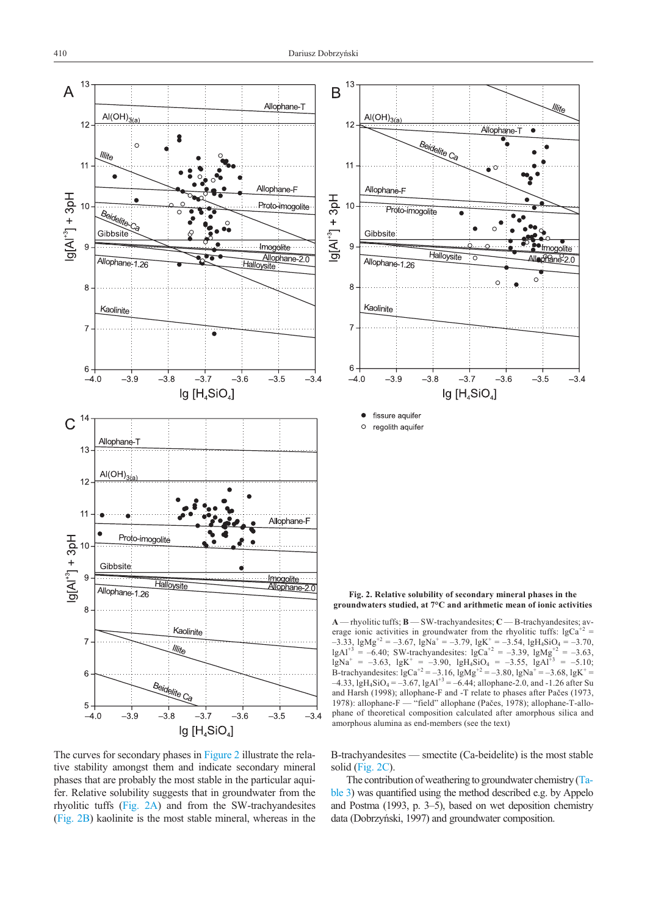**Fig. 2. Relative solubility of secondary mineral phases in the groundwaters studied, at 7°C and arithmetic mean of ionic activities**

**A** — rhyolitic tuffs; **B** — SW-trachyandesites; **C** — B-trachyandesites; average ionic activities in groundwater from the rhyolitic tuffs: $lgCa^{+2} = -3.33$, $lgMg^{+2} = -3.67$, $lgNa^{+} = -3.79$, $lgK^{+} = -3.54$, $lgH_4SiO_4 = -3.70$, $lgAl^{+3} = -6.40$; SW-trachyandesites: $lgCa^{+2} = -3.39$, $lgMg^{+2} = -3.63$, $lgNa^{+} = -3.63$, $lgK^{+} = -3.90$, $lgH_4SiO_4 = -3.55$, $lgAl^{+3} = -5.10$; B-trachyandesites: $lgCa^{+2} = -3.16$, $lgMg^{+2} = -3.80$, $lgNa^{+} = -3.68$, $lgK^{+} = -4.33$, $lgH_4SiO_4 = -3.67$, $lgAl^{+3} = -6.44$; allophane-2.0, and -1.26 after Su and Harsh (1998); allophane-F and -T relate to phases after Pačes (1973, 1978): allophane-F — "field" allophane (Pačes, 1978); allophane-T-allophane of theoretical composition calculated after amorphous silica and amorphous alumina as end-members (see the text)

The curves for secondary phases in Figure 2 illustrate the relative stability amongst them and indicate secondary mineral phases that are probably the most stable in the particular aquifer. Relative solubility suggests that in groundwater from the rhyolitic tuffs (Fig. 2A) and from the SW-trachyandesites (Fig. 2B) kaolinite is the most stable mineral, whereas in the B-trachyandesites — smectite (Ca-beidelite) is the most stable solid (Fig. 2C).

The contribution of weathering to groundwater chemistry (Table 3) was quantified using the method described e.g. by Appelo and Postma (1993, p. 3–5), based on wet deposition chemistry data (Dobrzyński, 1997) and groundwater composition.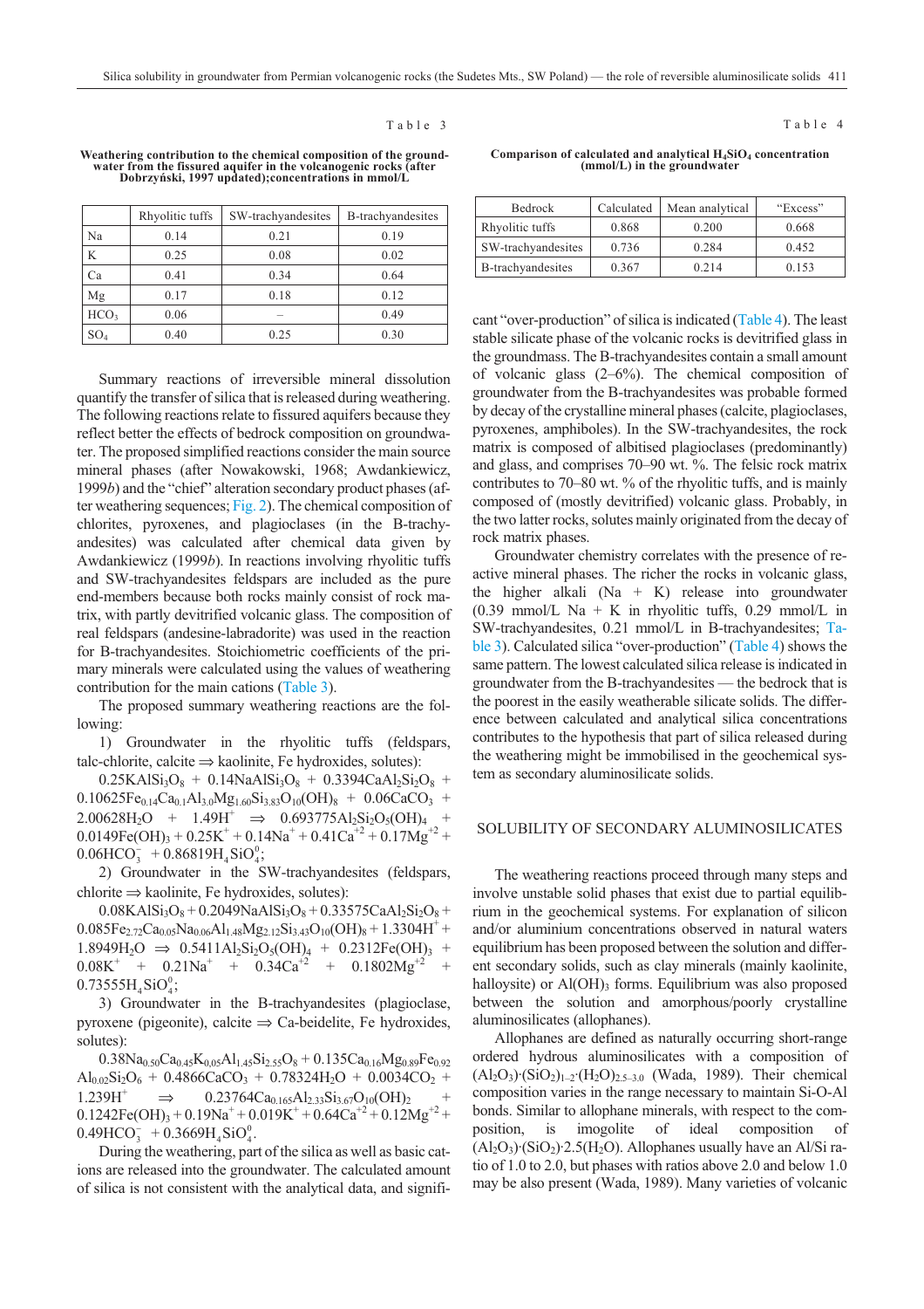Table 3

**Weathering contribution to the chemical composition of the groundwater from the fissured aquifer in the volcanogenic rocks (after Dobrzyński, 1997 updated);concentrations in mmol/L**

| | Rhyolitic tuffs | SW-trachyandesites | B-trachyandesites |
|---|---|---|---|
| Na | 0.14 | 0.21 | 0.19 |
| K | 0.25 | 0.08 | 0.02 |
| Ca | 0.41 | 0.34 | 0.64 |
| Mg | 0.17 | 0.18 | 0.12 |
| $HCO_3$ | 0.06 | – | 0.49 |
| $SO_4$ | 0.40 | 0.25 | 0.30 |

Summary reactions of irreversible mineral dissolution quantify the transfer of silica that is released during weathering. The following reactions relate to fissured aquifers because they reflect better the effects of bedrock composition on groundwater. The proposed simplified reactions consider the main source mineral phases (after Nowakowski, 1968; Awdankiewicz, 1999*b*) and the "chief" alteration secondary product phases (after weathering sequences; Fig. 2). The chemical composition of chlorites, pyroxenes, and plagioclases (in the B-trachyandesites) was calculated after chemical data given by Awdankiewicz (1999*b*). In reactions involving rhyolitic tuffs and SW-trachyandesites feldspars are included as the pure end-members because both rocks mainly consist of rock matrix, with partly devitrified volcanic glass. The composition of real feldspars (andesine-labradorite) was used in the reaction for B-trachyandesites. Stoichiometric coefficients of the primary minerals were calculated using the values of weathering contribution for the main cations (Table 3).

The proposed summary weathering reactions are the following:

1) Groundwater in the rhyolitic tuffs (feldspars, talc-chlorite, calcite ⇒ kaolinite, Fe hydroxides, solutes):

$0.25KAlSi_3O_8 + 0.14NaAlSi_3O_8 + 0.3394CaAl_2Si_2O_8 + 0.10625Fe_{0.14}Ca_{0.1}Al_{3.0}Mg_{1.60}Si_{3.83}O_{10}(OH)_8 + 0.06CaCO_3 + 2.00628H_2O + 1.49H^+ \Rightarrow 0.693775Al_2Si_2O_5(OH)_4 + 0.0149Fe(OH)_3 + 0.25K^+ + 0.14Na^+ + 0.41Ca^{+2} + 0.17Mg^{+2} + 0.06HCO_3^- + 0.86819H_4SiO_4^0$;

2) Groundwater in the SW-trachyandesites (feldspars, chlorite ⇒ kaolinite, Fe hydroxides, solutes):

$0.08KAlSi_3O_8 + 0.2049NaAlSi_3O_8 + 0.33575CaAl_2Si_2O_8 + 0.085Fe_{2.72}Ca_{0.05}Na_{0.06}Al_{1.48}Mg_{2.12}Si_{3.43}O_{10}(OH)_8 + 1.3304H^+ + 1.8949H_2O \Rightarrow 0.5411Al_2Si_2O_5(OH)_4 + 0.2312Fe(OH)_3 + 0.08K^+ + 0.21Na^+ + 0.34Ca^{+2} + 0.1802Mg^{+2} + 0.73555H_4SiO_4^0$;

3) Groundwater in the B-trachyandesites (plagioclase, pyroxene (pigeonite), calcite ⇒ Ca-beidelite, Fe hydroxides, solutes):

$0.38Na_{0.50}Ca_{0.45}K_{0.05}Al_{1.45}Si_{2.55}O_8 + 0.135Ca_{0.16}Mg_{0.89}Fe_{0.92}Al_{0.02}Si_2O_6 + 0.4866CaCO_3 + 0.78324H_2O + 0.0034CO_2 + 1.239H^+ \Rightarrow 0.23764Ca_{0.165}Al_{2.33}Si_{3.67}O_{10}(OH)_2 + 0.1242Fe(OH)_3 + 0.19Na^+ + 0.019K^+ + 0.64Ca^{+2} + 0.12Mg^{+2} + 0.49HCO_3^- + 0.3669H_4SiO_4^0$.

During the weathering, part of the silica as well as basic cations are released into the groundwater. The calculated amount of silica is not consistent with the analytical data, and significant "over-production" of silica is indicated (Table 4). The least stable silicate phase of the volcanic rocks is devitrified glass in the groundmass. The B-trachyandesites contain a small amount of volcanic glass (2–6%). The chemical composition of groundwater from the B-trachyandesites was probable formed by decay of the crystalline mineral phases (calcite, plagioclases, pyroxenes, amphiboles). In the SW-trachyandesites, the rock matrix is composed of albitised plagioclases (predominantly) and glass, and comprises 70–90 wt. %. The felsic rock matrix contributes to 70–80 wt. % of the rhyolitic tuffs, and is mainly composed of (mostly devitrified) volcanic glass. Probably, in the two latter rocks, solutes mainly originated from the decay of rock matrix phases.

Table 4

**Comparison of calculated and analytical $H_4SiO_4$ concentration (mmol/L) in the groundwater**

| Bedrock | Calculated | Mean analytical | "Excess" |
|---|---|---|---|
| Rhyolitic tuffs | 0.868 | 0.200 | 0.668 |
| SW-trachyandesites | 0.736 | 0.284 | 0.452 |
| B-trachyandesites | 0.367 | 0.214 | 0.153 |

Groundwater chemistry correlates with the presence of reactive mineral phases. The richer the rocks in volcanic glass, the higher alkali (Na + K) release into groundwater (0.39 mmol/L Na + K in rhyolitic tuffs, 0.29 mmol/L in SW-trachyandesites, 0.21 mmol/L in B-trachyandesites; Table 3). Calculated silica "over-production" (Table 4) shows the same pattern. The lowest calculated silica release is indicated in groundwater from the B-trachyandesites — the bedrock that is the poorest in the easily weatherable silicate solids. The difference between calculated and analytical silica concentrations contributes to the hypothesis that part of silica released during the weathering might be immobilised in the geochemical system as secondary aluminosilicate solids.

## SOLUBILITY OF SECONDARY ALUMINOSILICATES

The weathering reactions proceed through many steps and involve unstable solid phases that exist due to partial equilibrium in the geochemical systems. For explanation of silicon and/or aluminium concentrations observed in natural waters equilibrium has been proposed between the solution and different secondary solids, such as clay minerals (mainly kaolinite, halloysite) or $Al(OH)_3$ forms. Equilibrium was also proposed between the solution and amorphous/poorly crystalline aluminosilicates (allophanes).

Allophanes are defined as naturally occurring short-range ordered hydrous aluminosilicates with a composition of $(Al_2O_3)\cdot(SiO_2)_{1-2}\cdot(H_2O)_{2.5-3.0}$ (Wada, 1989). Their chemical composition varies in the range necessary to maintain Si-O-Al bonds. Similar to allophane minerals, with respect to the composition, is imogolite of ideal composition of $(Al_2O_3)\cdot(SiO_2)\cdot 2.5(H_2O)$. Allophanes usually have an Al/Si ratio of 1.0 to 2.0, but phases with ratios above 2.0 and below 1.0 may be also present (Wada, 1989). Many varieties of volcanic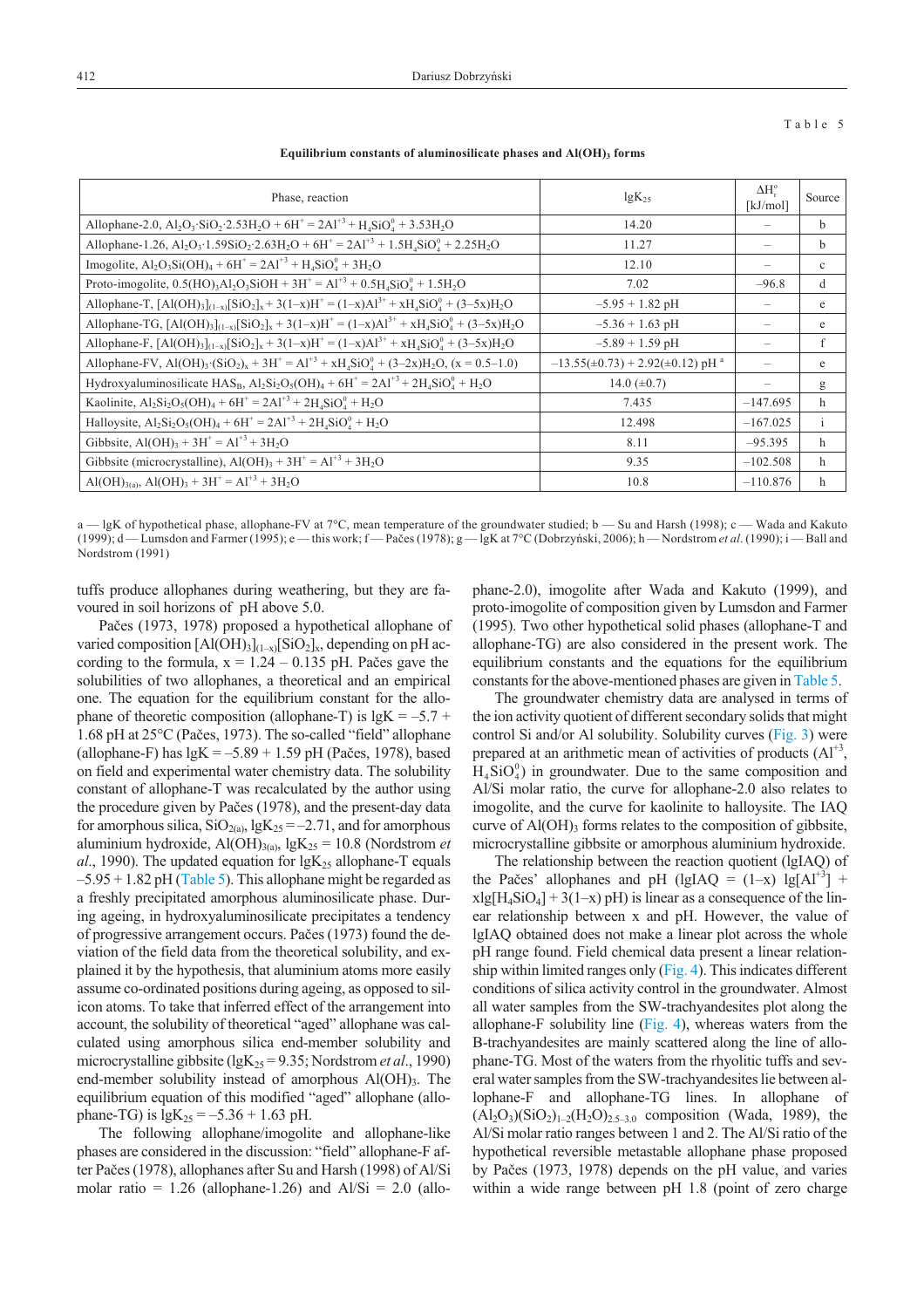Table 5

**Equilibrium constants of aluminosilicate phases and $Al(OH)_3$ forms**

| Phase, reaction | $lgK_{25}$ | $\Delta H_r^o$ [kJ/mol] | Source |
|---|---|---|---|
| Allophane-2.0, $Al_2O_3{\cdot}SiO_2{\cdot}2.53H_2O + 6H^+ = 2Al^{+3} + H_4SiO_4^0 + 3.53H_2O$ | 14.20 | – | b |
| Allophane-1.26, $Al_2O_3{\cdot}1.59SiO_2{\cdot}2.63H_2O + 6H^+ = 2Al^{+3} + 1.5H_4SiO_4^0 + 2.25H_2O$ | 11.27 | – | b |
| Imogolite, $Al_2O_3Si(OH)_4 + 6H^+ = 2Al^{+3} + H_4SiO_4^0 + 3H_2O$ | 12.10 | – | c |
| Proto-imogolite, $0.5(HO)_3Al_2O_3SiOH + 3H^+ = Al^{+3} + 0.5H_4SiO_4^0 + 1.5H_2O$ | 7.02 | –96.8 | d |
| Allophane-T, $[Al(OH)_3]_{(1-x)}[SiO_2]_x + 3(1-x)H^+ = (1-x)Al^{3+} + xH_4SiO_4^0 + (3-5x)H_2O$ | –5.95 + 1.82 pH | – | e |
| Allophane-TG, $[Al(OH)_3]_{(1-x)}[SiO_2]_x + 3(1-x)H^+ = (1-x)Al^{3+} + xH_4SiO_4^0 + (3-5x)H_2O$ | –5.36 + 1.63 pH | – | e |
| Allophane-F, $[Al(OH)_3]_{(1-x)}[SiO_2]_x + 3(1-x)H^+ = (1-x)Al^{3+} + xH_4SiO_4^0 + (3-5x)H_2O$ | –5.89 + 1.59 pH | – | f |
| Allophane-FV, $Al(OH)_3{\cdot}(SiO_2)_x + 3H^+ = Al^{+3} + xH_4SiO_4^0 + (3-2x)H_2O$, $(x = 0.5–1.0)$ | –13.55(±0.73) + 2.92(±0.12) pH [a] | – | e |
| Hydroxyaluminosilicate $HAS_B$, $Al_2Si_2O_5(OH)_4 + 6H^+ = 2Al^{+3} + 2H_4SiO_4^0 + H_2O$ | 14.0 (±0.7) | – | g |
| Kaolinite, $Al_2Si_2O_5(OH)_4 + 6H^+ = 2Al^{+3} + 2H_4SiO_4^0 + H_2O$ | 7.435 | –147.695 | h |
| Halloysite, $Al_2Si_2O_5(OH)_4 + 6H^+ = 2Al^{+3} + 2H_4SiO_4^0 + H_2O$ | 12.498 | –167.025 | i |
| Gibbsite, $Al(OH)_3 + 3H^+ = Al^{+3} + 3H_2O$ | 8.11 | –95.395 | h |
| Gibbsite (microcrystalline), $Al(OH)_3 + 3H^+ = Al^{+3} + 3H_2O$ | 9.35 | –102.508 | h |
| $Al(OH)_{3(a)}$, $Al(OH)_3 + 3H^+ = Al^{+3} + 3H_2O$ | 10.8 | –110.876 | h |

a — lgK of hypothetical phase, allophane-FV at 7°C, mean temperature of the groundwater studied; b — Su and Harsh (1998); c — Wada and Kakuto (1999); d — Lumsdon and Farmer (1995); e — this work; f — Pačes (1978); g — lgK at 7°C (Dobrzyński, 2006); h — Nordstrom *et al.* (1990); i — Ball and Nordstrom (1991)

tuffs produce allophanes during weathering, but they are favoured in soil horizons of pH above 5.0.

Pačes (1973, 1978) proposed a hypothetical allophane of varied composition $[Al(OH)_3]_{(1-x)}[SiO_2]_x$, depending on pH according to the formula, $x = 1.24 – 0.135$ pH. Pačes gave the solubilities of two allophanes, a theoretical and an empirical one. The equation for the equilibrium constant for the allophane of theoretic composition (allophane-T) is $lgK = –5.7 + 1.68$ pH at 25°C (Pačes, 1973). The so-called "field" allophane (allophane-F) has $lgK = –5.89 + 1.59$ pH (Pačes, 1978), based on field and experimental water chemistry data. The solubility constant of allophane-T was recalculated by the author using the procedure given by Pačes (1978), and the present-day data for amorphous silica, $SiO_{2(a)}$, $lgK_{25} = –2.71$, and for amorphous aluminium hydroxide, $Al(OH)_{3(a)}$, $lgK_{25} = 10.8$ (Nordstrom *et al.*, 1990). The updated equation for $lgK_{25}$ allophane-T equals $–5.95 + 1.82$ pH (Table 5). This allophane might be regarded as a freshly precipitated amorphous aluminosilicate phase. During ageing, in hydroxyaluminosilicate precipitates a tendency of progressive arrangement occurs. Pačes (1973) found the deviation of the field data from the theoretical solubility, and explained it by the hypothesis, that aluminium atoms more easily assume co-ordinated positions during ageing, as opposed to silicon atoms. To take that inferred effect of the arrangement into account, the solubility of theoretical "aged" allophane was calculated using amorphous silica end-member solubility and microcrystalline gibbsite ($lgK_{25} = 9.35$; Nordstrom *et al.*, 1990) end-member solubility instead of amorphous $Al(OH)_3$. The equilibrium equation of this modified "aged" allophane (allophane-TG) is $lgK_{25} = –5.36 + 1.63$ pH.

The following allophane/imogolite and allophane-like phases are considered in the discussion: "field" allophane-F after Pačes (1978), allophanes after Su and Harsh (1998) of Al/Si molar ratio = 1.26 (allophane-1.26) and Al/Si = 2.0 (allophane-2.0), imogolite after Wada and Kakuto (1999), and proto-imogolite of composition given by Lumsdon and Farmer (1995). Two other hypothetical solid phases (allophane-T and allophane-TG) are also considered in the present work. The equilibrium constants and the equations for the equilibrium constants for the above-mentioned phases are given in Table 5.

The groundwater chemistry data are analysed in terms of the ion activity quotient of different secondary solids that might control Si and/or Al solubility. Solubility curves (Fig. 3) were prepared at an arithmetic mean of activities of products ($Al^{+3}$, $H_4SiO_4^0$) in groundwater. Due to the same composition and Al/Si molar ratio, the curve for allophane-2.0 also relates to imogolite, and the curve for kaolinite to halloysite. The IAQ curve of $Al(OH)_3$ forms relates to the composition of gibbsite, microcrystalline gibbsite or amorphous aluminium hydroxide.

The relationship between the reaction quotient (lgIAQ) of the Pačes' allophanes and pH ($lgIAQ = (1–x)\ lg[Al^{+3}] + x lg[H_4SiO_4] + 3(1–x)$ pH) is linear as a consequence of the linear relationship between x and pH. However, the value of lgIAQ obtained does not make a linear plot across the whole pH range found. Field chemical data present a linear relationship within limited ranges only (Fig. 4). This indicates different conditions of silica activity control in the groundwater. Almost all water samples from the SW-trachyandesites plot along the allophane-F solubility line (Fig. 4), whereas waters from the B-trachyandesites are mainly scattered along the line of allophane-TG. Most of the waters from the rhyolitic tuffs and several water samples from the SW-trachyandesites lie between allophane-F and allophane-TG lines. In allophane of $(Al_2O_3)(SiO_2)_{1–2}(H_2O)_{2.5–3.0}$ composition (Wada, 1989), the Al/Si molar ratio ranges between 1 and 2. The Al/Si ratio of the hypothetical reversible metastable allophane phase proposed by Pačes (1973, 1978) depends on the pH value, and varies within a wide range between pH 1.8 (point of zero charge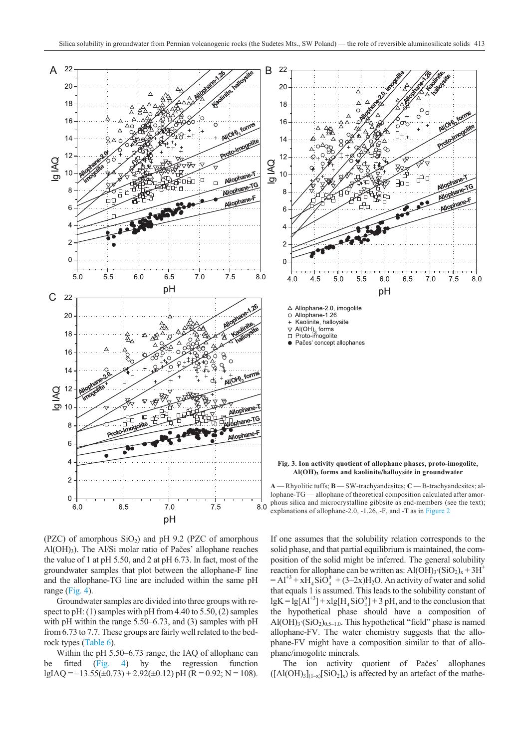Fig. 3. Ion activity quotient of allophane phases, proto-imogolite, $Al(OH)_3$ forms and kaolinite/halloysite in groundwater

**A** — Rhyolitic tuffs; **B** — SW-trachyandesites; **C** — B-trachyandesites; allophane-TG — allophane of theoretical composition calculated after amorphous silica and microcrystalline gibbsite as end-members (see the text); explanations of allophane-2.0, -1.26, -F, and -T as in Figure 2

(PZC) of amorphous $SiO_2$) and pH 9.2 (PZC of amorphous $Al(OH)_3$). The Al/Si molar ratio of Pačes' allophane reaches the value of 1 at pH 5.50, and 2 at pH 6.73. In fact, most of the groundwater samples that plot between the allophane-F line and the allophane-TG line are included within the same pH range (Fig. 4).

Groundwater samples are divided into three groups with respect to pH: (1) samples with pH from 4.40 to 5.50, (2) samples with pH within the range 5.50–6.73, and (3) samples with pH from 6.73 to 7.7. These groups are fairly well related to the bedrock types (Table 6).

Within the pH 5.50–6.73 range, the IAQ of allophane can be fitted (Fig. 4) by the regression function $\lg IAQ = -13.55(\pm 0.73) + 2.92(\pm 0.12)$ pH ($R = 0.92$; $N = 108$). If one assumes that the solubility relation corresponds to the solid phase, and that partial equilibrium is maintained, the composition of the solid might be inferred. The general solubility reaction for allophane can be written as: $Al(OH)_3{\cdot}(SiO_2)_x + 3H^+ = Al^{+3} + xH_4SiO_4^0 + (3{-}2x)H_2O$. An activity of water and solid that equals 1 is assumed. This leads to the solubility constant of $\lg K = \lg[Al^{+3}] + x\lg[H_4SiO_4^0] + 3$ pH, and to the conclusion that the hypothetical phase should have a composition of $Al(OH)_3{\cdot}(SiO_2)_{0.5-1.0}$. This hypothetical "field" phase is named allophane-FV. The water chemistry suggests that the allophane-FV might have a composition similar to that of allophane/imogolite minerals.

The ion activity quotient of Pačes' allophanes ($[Al(OH)_3]_{(1-x)}[SiO_2]_x$) is affected by an artefact of the mathe-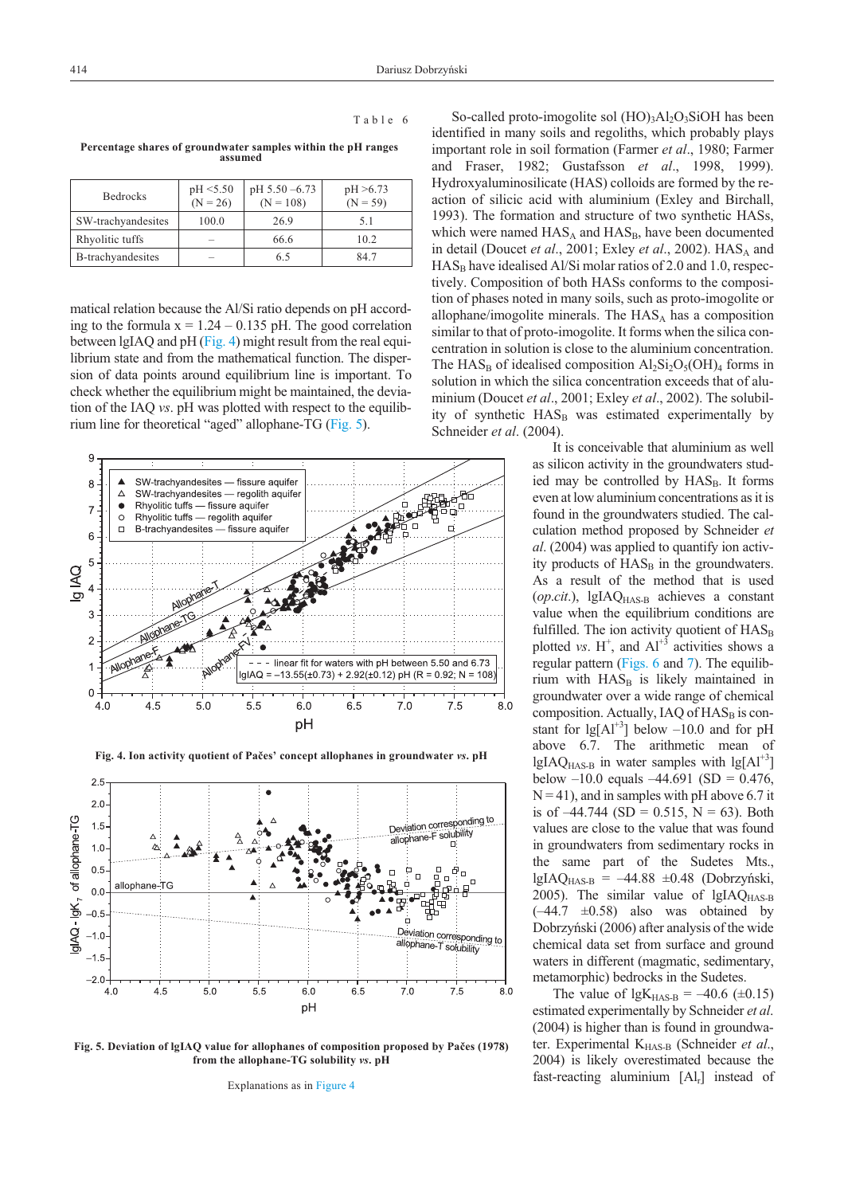Table 6

**Percentage shares of groundwater samples within the pH ranges assumed**

| Bedrocks | pH <5.50 (N = 26) | pH 5.50 –6.73 (N = 108) | pH >6.73 (N = 59) |
|---|---|---|---|
| SW-trachyandesites | 100.0 | 26.9 | 5.1 |
| Rhyolitic tuffs | – | 66.6 | 10.2 |
| B-trachyandesites | – | 6.5 | 84.7 |

matical relation because the Al/Si ratio depends on pH according to the formula $x = 1.24 - 0.135$ pH. The good correlation between lgIAQ and pH (Fig. 4) might result from the real equilibrium state and from the mathematical function. The dispersion of data points around equilibrium line is important. To check whether the equilibrium might be maintained, the deviation of the IAQ *vs*. pH was plotted with respect to the equilibrium line for theoretical "aged" allophane-TG (Fig. 5).

**Fig. 4. Ion activity quotient of Pačes' concept allophanes in groundwater *vs*. pH**

**Fig. 5. Deviation of lgIAQ value for allophanes of composition proposed by Pačes (1978) from the allophane-TG solubility *vs*. pH**

Explanations as in Figure 4

So-called proto-imogolite sol $(HO)_3Al_2O_3SiOH$ has been identified in many soils and regoliths, which probably plays important role in soil formation (Farmer *et al*., 1980; Farmer and Fraser, 1982; Gustafsson *et al*., 1998, 1999). Hydroxyaluminosilicate (HAS) colloids are formed by the reaction of silicic acid with aluminium (Exley and Birchall, 1993). The formation and structure of two synthetic HASs, which were named $HAS_A$ and $HAS_B$, have been documented in detail (Doucet *et al*., 2001; Exley *et al*., 2002). $HAS_A$ and $HAS_B$ have idealised Al/Si molar ratios of 2.0 and 1.0, respectively. Composition of both HASs conforms to the composition of phases noted in many soils, such as proto-imogolite or allophane/imogolite minerals. The $HAS_A$ has a composition similar to that of proto-imogolite. It forms when the silica concentration in solution is close to the aluminium concentration. The $HAS_B$ of idealised composition $Al_2Si_2O_5(OH)_4$ forms in solution in which the silica concentration exceeds that of aluminium (Doucet *et al*., 2001; Exley *et al*., 2002). The solubility of synthetic $HAS_B$ was estimated experimentally by Schneider *et al*. (2004).

It is conceivable that aluminium as well as silicon activity in the groundwaters studied may be controlled by $HAS_B$. It forms even at low aluminium concentrations as it is found in the groundwaters studied. The calculation method proposed by Schneider *et al*. (2004) was applied to quantify ion activity products of $HAS_B$ in the groundwaters. As a result of the method that is used (*op.cit*.), $lgIAQ_{HAS\text{-}B}$ achieves a constant value when the equilibrium conditions are fulfilled. The ion activity quotient of $HAS_B$ plotted *vs*. $H^+$, and $Al^{+3}$ activities shows a regular pattern (Figs. 6 and 7). The equilibrium with $HAS_B$ is likely maintained in groundwater over a wide range of chemical composition. Actually, IAQ of $HAS_B$ is constant for $lg[Al^{+3}]$ below –10.0 and for pH above 6.7. The arithmetic mean of $lgIAQ_{HAS\text{-}B}$ in water samples with $lg[Al^{+3}]$ below –10.0 equals –44.691 (SD = 0.476, N = 41), and in samples with pH above 6.7 it is of –44.744 (SD = 0.515, N = 63). Both values are close to the value that was found in groundwaters from sedimentary rocks in the same part of the Sudetes Mts., $lgIAQ_{HAS\text{-}B} = -44.88 \pm 0.48$ (Dobrzyński, 2005). The similar value of $lgIAQ_{HAS\text{-}B}$ (–44.7 ±0.58) also was obtained by Dobrzyński (2006) after analysis of the wide chemical data set from surface and ground waters in different (magmatic, sedimentary, metamorphic) bedrocks in the Sudetes.

The value of $lgK_{HAS\text{-}B} = -40.6$ (±0.15) estimated experimentally by Schneider *et al*. (2004) is higher than is found in groundwater. Experimental $K_{HAS\text{-}B}$ (Schneider *et al*., 2004) is likely overestimated because the fast-reacting aluminium $[Al_r]$ instead of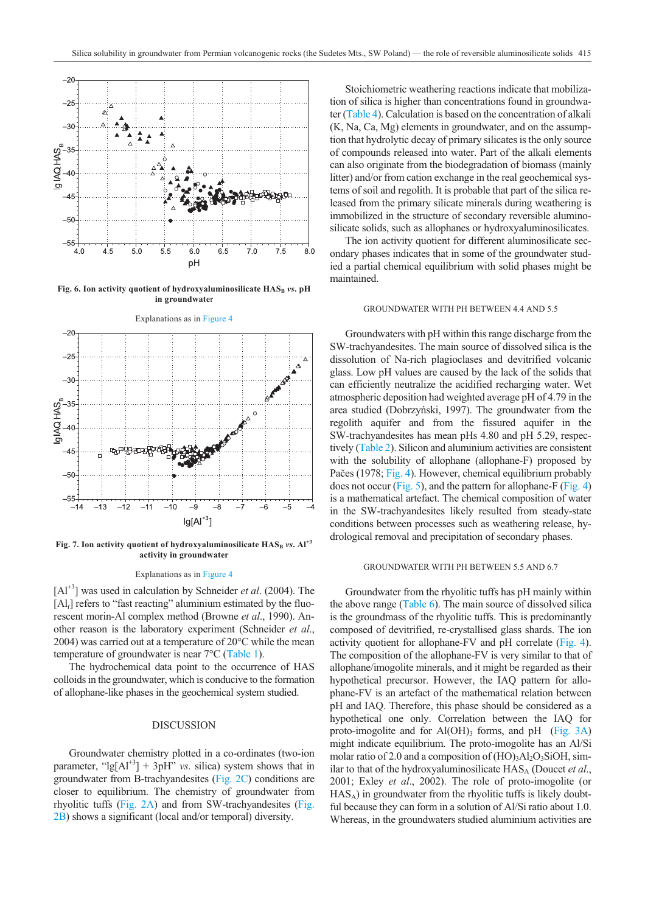Fig. 6. Ion activity quotient of hydroxyaluminosilicate $HAS_B$ *vs.* pH in groundwater

Explanations as in Figure 4

Fig. 7. Ion activity quotient of hydroxyaluminosilicate $HAS_B$ *vs.* $Al^{+3}$ activity in groundwater

Explanations as in Figure 4

$[Al^{+3}]$ was used in calculation by Schneider *et al*. (2004). The $[Al_f]$ refers to "fast reacting" aluminium estimated by the fluorescent morin-Al complex method (Browne *et al*., 1990). Another reason is the laboratory experiment (Schneider *et al*., 2004) was carried out at a temperature of 20°C while the mean temperature of groundwater is near 7°C (Table 1).

The hydrochemical data point to the occurrence of HAS colloids in the groundwater, which is conducive to the formation of allophane-like phases in the geochemical system studied.

## DISCUSSION

Groundwater chemistry plotted in a co-ordinates (two-ion parameter, "$lg[Al^{+3}] + 3pH$" *vs*. silica) system shows that in groundwater from B-trachyandesites (Fig. 2C) conditions are closer to equilibrium. The chemistry of groundwater from rhyolitic tuffs (Fig. 2A) and from SW-trachyandesites (Fig. 2B) shows a significant (local and/or temporal) diversity.

Stoichiometric weathering reactions indicate that mobilization of silica is higher than concentrations found in groundwater (Table 4). Calculation is based on the concentration of alkali (K, Na, Ca, Mg) elements in groundwater, and on the assumption that hydrolytic decay of primary silicates is the only source of compounds released into water. Part of the alkali elements can also originate from the biodegradation of biomass (mainly litter) and/or from cation exchange in the real geochemical systems of soil and regolith. It is probable that part of the silica released from the primary silicate minerals during weathering is immobilized in the structure of secondary reversible aluminosilicate solids, such as allophanes or hydroxyaluminosilicates.

The ion activity quotient for different aluminosilicate secondary phases indicates that in some of the groundwater studied a partial chemical equilibrium with solid phases might be maintained.

### GROUNDWATER WITH PH BETWEEN 4.4 AND 5.5

Groundwaters with pH within this range discharge from the SW-trachyandesites. The main source of dissolved silica is the dissolution of Na-rich plagioclases and devitrified volcanic glass. Low pH values are caused by the lack of the solids that can efficiently neutralize the acidified recharging water. Wet atmospheric deposition had weighted average pH of 4.79 in the area studied (Dobrzyński, 1997). The groundwater from the regolith aquifer and from the fissured aquifer in the SW-trachyandesites has mean pHs 4.80 and pH 5.29, respectively (Table 2). Silicon and aluminium activities are consistent with the solubility of allophane (allophane-F) proposed by Pačes (1978; Fig. 4). However, chemical equilibrium probably does not occur (Fig. 5), and the pattern for allophane-F (Fig. 4) is a mathematical artefact. The chemical composition of water in the SW-trachyandesites likely resulted from steady-state conditions between processes such as weathering release, hydrological removal and precipitation of secondary phases.

### GROUNDWATER WITH PH BETWEEN 5.5 AND 6.7

Groundwater from the rhyolitic tuffs has pH mainly within the above range (Table 6). The main source of dissolved silica is the groundmass of the rhyolitic tuffs. This is predominantly composed of devitrified, re-crystallised glass shards. The ion activity quotient for allophane-FV and pH correlate (Fig. 4). The composition of the allophane-FV is very similar to that of allophane/imogolite minerals, and it might be regarded as their hypothetical precursor. However, the IAQ pattern for allophane-FV is an artefact of the mathematical relation between pH and IAQ. Therefore, this phase should be considered as a hypothetical one only. Correlation between the IAQ for proto-imogolite and for $Al(OH)_3$ forms, and pH (Fig. 3A) might indicate equilibrium. The proto-imogolite has an Al/Si molar ratio of 2.0 and a composition of $(HO)_3Al_2O_3SiOH$, similar to that of the hydroxyaluminosilicate $HAS_A$ (Doucet *et al*., 2001; Exley *et al*., 2002). The role of proto-imogolite (or $HAS_A$) in groundwater from the rhyolitic tuffs is likely doubtful because they can form in a solution of Al/Si ratio about 1.0. Whereas, in the groundwaters studied aluminium activities are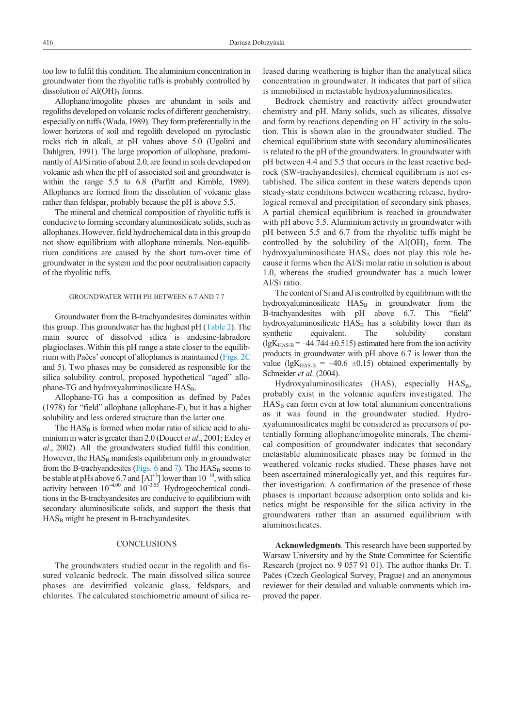too low to fulfil this condition. The aluminium concentration in groundwater from the rhyolitic tuffs is probably controlled by dissolution of $Al(OH)_3$ forms.

Allophane/imogolite phases are abundant in soils and regoliths developed on volcanic rocks of different geochemistry, especially on tuffs (Wada, 1989). They form preferentially in the lower horizons of soil and regolith developed on pyroclastic rocks rich in alkali, at pH values above 5.0 (Ugolini and Dahlgren, 1991). The large proportion of allophane, predominantly of Al/Si ratio of about 2.0, are found in soils developed on volcanic ash when the pH of associated soil and groundwater is within the range 5.5 to 6.8 (Parfitt and Kimble, 1989). Allophanes are formed from the dissolution of volcanic glass rather than feldspar, probably because the pH is above 5.5.

The mineral and chemical composition of rhyolitic tuffs is conducive to forming secondary aluminosilicate solids, such as allophanes. However, field hydrochemical data in this group do not show equilibrium with allophane minerals. Non-equilibrium conditions are caused by the short turn-over time of groundwater in the system and the poor neutralisation capacity of the rhyolitic tuffs.

### GROUNDWATER WITH PH BETWEEN 6.7 AND 7.7

Groundwater from the B-trachyandesites dominates within this group. This groundwater has the highest pH (Table 2). The main source of dissolved silica is andesine-labradore plagioclases. Within this pH range a state closer to the equilibrium with Pačes' concept of allophanes is maintained (Figs. 2C and 5). Two phases may be considered as responsible for the silica solubility control, proposed hypothetical "aged" allophane-TG and hydroxyaluminosilicate $HAS_B$.

Allophane-TG has a composition as defined by Pačes (1978) for "field" allophane (allophane-F), but it has a higher solubility and less ordered structure than the latter one.

The $HAS_B$ is formed when molar ratio of silicic acid to aluminium in water is greater than 2.0 (Doucet *et al*., 2001; Exley *et al*., 2002). All the groundwaters studied fulfil this condition. However, the $HAS_B$ manifests equilibrium only in groundwater from the B-trachyandesites (Figs. 6 and 7). The $HAS_B$ seems to be stable at pHs above 6.7 and $[Al^{+3}]$ lower than $10^{-10}$, with silica activity between $10^{-4.00}$ and $10^{-3.55}$. Hydrogeochemical conditions in the B-trachyandesites are conducive to equilibrium with secondary aluminosilicate solids, and support the thesis that $HAS_B$ might be present in B-trachyandesites.

## CONCLUSIONS

The groundwaters studied occur in the regolith and fissured volcanic bedrock. The main dissolved silica source phases are devitrified volcanic glass, feldspars, and chlorites. The calculated stoichiometric amount of silica released during weathering is higher than the analytical silica concentration in groundwater. It indicates that part of silica is immobilised in metastable hydroxyaluminosilicates.

Bedrock chemistry and reactivity affect groundwater chemistry and pH. Many solids, such as silicates, dissolve and form by reactions depending on $H^+$ activity in the solution. This is shown also in the groundwater studied. The chemical equilibrium state with secondary aluminosilicates is related to the pH of the groundwaters. In groundwater with pH between 4.4 and 5.5 that occurs in the least reactive bedrock (SW-trachyandesites), chemical equilibrium is not established. The silica content in these waters depends upon steady-state conditions between weathering release, hydrological removal and precipitation of secondary sink phases. A partial chemical equilibrium is reached in groundwater with pH above 5.5. Aluminium activity in groundwater with pH between 5.5 and 6.7 from the rhyolitic tuffs might be controlled by the solubility of the $Al(OH)_3$ form. The hydroxyaluminosilicate $HAS_A$ does not play this role because it forms when the Al/Si molar ratio in solution is about 1.0, whereas the studied groundwater has a much lower Al/Si ratio.

The content of Si and Al is controlled by equilibrium with the hydroxyaluminosilicate $HAS_B$ in groundwater from the B-trachyandesites with pH above 6.7. This "field" hydroxyaluminosilicate $HAS_B$ has a solubility lower than its synthetic equivalent. The solubility constant ($\lg K_{HAS\text{-}B} = -44.744 \pm 0.515$) estimated here from the ion activity products in groundwater with pH above 6.7 is lower than the value ($\lg K_{HAS\text{-}B} = -40.6 \pm 0.15$) obtained experimentally by Schneider *et al*. (2004).

Hydroxyaluminosilicates (HAS), especially $HAS_B$, probably exist in the volcanic aquifers investigated. The $HAS_B$ can form even at low total aluminium concentrations as it was found in the groundwater studied. Hydroxyaluminosilicates might be considered as precursors of potentially forming allophane/imogolite minerals. The chemical composition of groundwater indicates that secondary metastable aluminosilicate phases may be formed in the weathered volcanic rocks studied. These phases have not been ascertained mineralogically yet, and this requires further investigation. A confirmation of the presence of those phases is important because adsorption onto solids and kinetics might be responsible for the silica activity in the groundwaters rather than an assumed equilibrium with aluminosilicates.

**Acknowledgments**. This research have been supported by Warsaw University and by the State Committee for Scientific Research (project no. 9 057 91 01). The author thanks Dr. T. Pačes (Czech Geological Survey, Prague) and an anonymous reviewer for their detailed and valuable comments which improved the paper.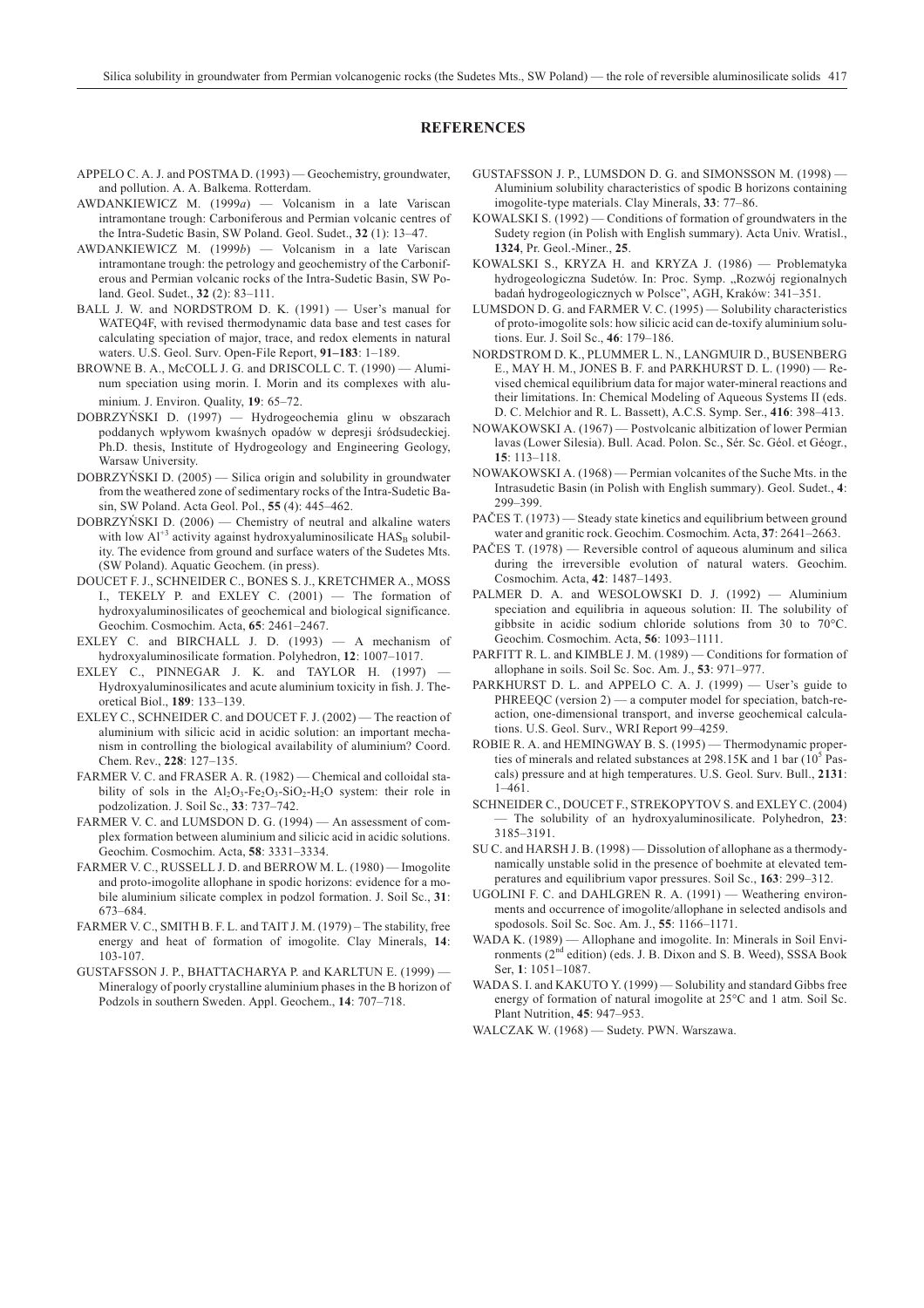## REFERENCES

APPELO C. A. J. and POSTMA D. (1993) — Geochemistry, groundwater, and pollution. A. A. Balkema. Rotterdam.

AWDANKIEWICZ M. (1999*a*) — Volcanism in a late Variscan intramontane trough: Carboniferous and Permian volcanic centres of the Intra-Sudetic Basin, SW Poland. Geol. Sudet., **32** (1): 13–47.

AWDANKIEWICZ M. (1999*b*) — Volcanism in a late Variscan intramontane trough: the petrology and geochemistry of the Carboniferous and Permian volcanic rocks of the Intra-Sudetic Basin, SW Poland. Geol. Sudet., **32** (2): 83–111.

BALL J. W. and NORDSTROM D. K. (1991) — User's manual for WATEQ4F, with revised thermodynamic data base and test cases for calculating speciation of major, trace, and redox elements in natural waters. U.S. Geol. Surv. Open-File Report, **91–183**: 1–189.

BROWNE B. A., McCOLL J. G. and DRISCOLL C. T. (1990) — Aluminum speciation using morin. I. Morin and its complexes with aluminium. J. Environ. Quality, **19**: 65–72.

DOBRZYŃSKI D. (1997) — Hydrogeochemia glinu w obszarach poddanych wpływom kwaśnych opadów w depresji śródsudeckiej. Ph.D. thesis, Institute of Hydrogeology and Engineering Geology, Warsaw University.

DOBRZYŃSKI D. (2005) — Silica origin and solubility in groundwater from the weathered zone of sedimentary rocks of the Intra-Sudetic Basin, SW Poland. Acta Geol. Pol., **55** (4): 445–462.

DOBRZYŃSKI D. (2006) — Chemistry of neutral and alkaline waters with low $Al^{+3}$ activity against hydroxyaluminosilicate $HAS_B$ solubility. The evidence from ground and surface waters of the Sudetes Mts. (SW Poland). Aquatic Geochem. (in press).

DOUCET F. J., SCHNEIDER C., BONES S. J., KRETCHMER A., MOSS I., TEKELY P. and EXLEY C. (2001) — The formation of hydroxyaluminosilicates of geochemical and biological significance. Geochim. Cosmochim. Acta, **65**: 2461–2467.

EXLEY C. and BIRCHALL J. D. (1993) — A mechanism of hydroxyaluminosilicate formation. Polyhedron, **12**: 1007–1017.

EXLEY C., PINNEGAR J. K. and TAYLOR H. (1997) — Hydroxyaluminosilicates and acute aluminium toxicity in fish. J. Theoretical Biol., **189**: 133–139.

EXLEY C., SCHNEIDER C. and DOUCET F. J. (2002) — The reaction of aluminium with silicic acid in acidic solution: an important mechanism in controlling the biological availability of aluminium? Coord. Chem. Rev., **228**: 127–135.

FARMER V. C. and FRASER A. R. (1982) — Chemical and colloidal stability of sols in the $Al_2O_3$-$Fe_2O_3$-$SiO_2$-$H_2O$ system: their role in podzolization. J. Soil Sc., **33**: 737–742.

FARMER V. C. and LUMSDON D. G. (1994) — An assessment of complex formation between aluminium and silicic acid in acidic solutions. Geochim. Cosmochim. Acta, **58**: 3331–3334.

FARMER V. C., RUSSELL J. D. and BERROW M. L. (1980) — Imogolite and proto-imogolite allophane in spodic horizons: evidence for a mobile aluminium silicate complex in podzol formation. J. Soil Sc., **31**: 673–684.

FARMER V. C., SMITH B. F. L. and TAIT J. M. (1979) – The stability, free energy and heat of formation of imogolite. Clay Minerals, **14**: 103-107.

GUSTAFSSON J. P., BHATTACHARYA P. and KARLTUN E. (1999) — Mineralogy of poorly crystalline aluminium phases in the B horizon of Podzols in southern Sweden. Appl. Geochem., **14**: 707–718.

GUSTAFSSON J. P., LUMSDON D. G. and SIMONSSON M. (1998) — Aluminium solubility characteristics of spodic B horizons containing imogolite-type materials. Clay Minerals, **33**: 77–86.

KOWALSKI S. (1992) — Conditions of formation of groundwaters in the Sudety region (in Polish with English summary). Acta Univ. Wratisl., **1324**, Pr. Geol.-Miner., **25**.

KOWALSKI S., KRYZA H. and KRYZA J. (1986) — Problematyka hydrogeologiczna Sudetów. In: Proc. Symp. „Rozwój regionalnych badań hydrogeologicznych w Polsce", AGH, Kraków: 341–351.

LUMSDON D. G. and FARMER V. C. (1995) — Solubility characteristics of proto-imogolite sols: how silicic acid can de-toxify aluminium solutions. Eur. J. Soil Sc., **46**: 179–186.

NORDSTROM D. K., PLUMMER L. N., LANGMUIR D., BUSENBERG E., MAY H. M., JONES B. F. and PARKHURST D. L. (1990) — Revised chemical equilibrium data for major water-mineral reactions and their limitations. In: Chemical Modeling of Aqueous Systems II (eds. D. C. Melchior and R. L. Bassett), A.C.S. Symp. Ser., **416**: 398–413.

NOWAKOWSKI A. (1967) — Postvolcanic albitization of lower Permian lavas (Lower Silesia). Bull. Acad. Polon. Sc., Sér. Sc. Géol. et Géogr., **15**: 113–118.

NOWAKOWSKI A. (1968) — Permian volcanites of the Suche Mts. in the Intrasudetic Basin (in Polish with English summary). Geol. Sudet., **4**: 299–399.

PAČES T. (1973) — Steady state kinetics and equilibrium between ground water and granitic rock. Geochim. Cosmochim. Acta, **37**: 2641–2663.

PAČES T. (1978) — Reversible control of aqueous aluminum and silica during the irreversible evolution of natural waters. Geochim. Cosmochim. Acta, **42**: 1487–1493.

PALMER D. A. and WESOLOWSKI D. J. (1992) — Aluminium speciation and equilibria in aqueous solution: II. The solubility of gibbsite in acidic sodium chloride solutions from 30 to 70°C. Geochim. Cosmochim. Acta, **56**: 1093–1111.

PARFITT R. L. and KIMBLE J. M. (1989) — Conditions for formation of allophane in soils. Soil Sc. Soc. Am. J., **53**: 971–977.

PARKHURST D. L. and APPELO C. A. J. (1999) — User's guide to PHREEQC (version 2) — a computer model for speciation, batch-reaction, one-dimensional transport, and inverse geochemical calculations. U.S. Geol. Surv., WRI Report 99–4259.

ROBIE R. A. and HEMINGWAY B. S. (1995) — Thermodynamic properties of minerals and related substances at 298.15K and 1 bar ($10^5$ Pascals) pressure and at high temperatures. U.S. Geol. Surv. Bull., **2131**: 1–461.

SCHNEIDER C., DOUCET F., STREKOPYTOV S. and EXLEY C. (2004) — The solubility of an hydroxyaluminosilicate. Polyhedron, **23**: 3185–3191.

SU C. and HARSH J. B. (1998) — Dissolution of allophane as a thermodynamically unstable solid in the presence of boehmite at elevated temperatures and equilibrium vapor pressures. Soil Sc., **163**: 299–312.

UGOLINI F. C. and DAHLGREN R. A. (1991) — Weathering environments and occurrence of imogolite/allophane in selected andisols and spodosols. Soil Sc. Soc. Am. J., **55**: 1166–1171.

WADA K. (1989) — Allophane and imogolite. In: Minerals in Soil Environments (2nd edition) (eds. J. B. Dixon and S. B. Weed), SSSA Book Ser, **1**: 1051–1087.

WADA S. I. and KAKUTO Y. (1999) — Solubility and standard Gibbs free energy of formation of natural imogolite at 25°C and 1 atm. Soil Sc. Plant Nutrition, **45**: 947–953.

WALCZAK W. (1968) — Sudety. PWN. Warszawa.